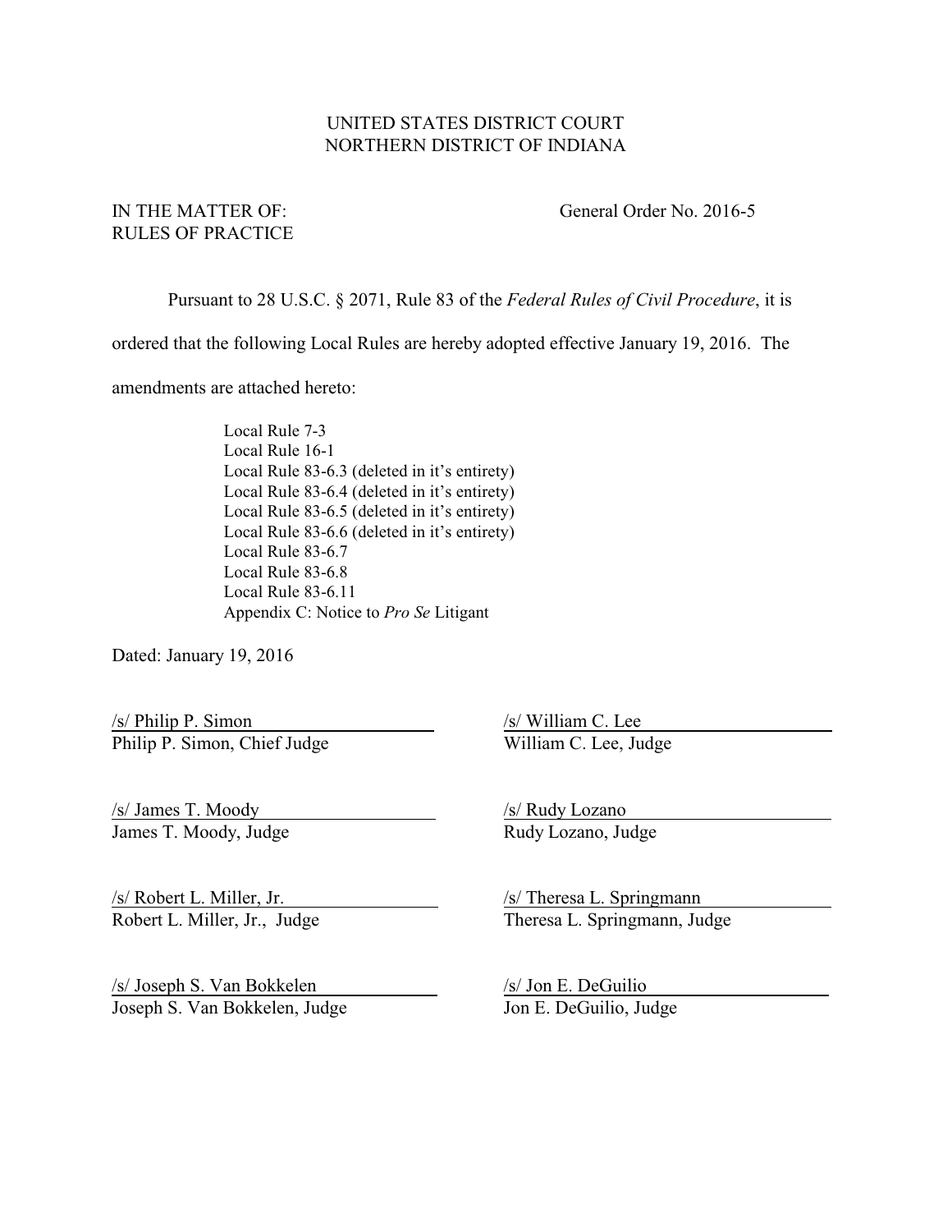UNITED STATES DISTRICT COURT
NORTHERN DISTRICT OF INDIANA

IN THE MATTER OF:
RULES OF PRACTICE

General Order No. 2016-5

Pursuant to 28 U.S.C. § 2071, Rule 83 of the *Federal Rules of Civil Procedure*, it is ordered that the following Local Rules are hereby adopted effective January 19, 2016. The amendments are attached hereto:

Local Rule 7-3
Local Rule 16-1
Local Rule 83-6.3 (deleted in it's entirety)
Local Rule 83-6.4 (deleted in it's entirety)
Local Rule 83-6.5 (deleted in it's entirety)
Local Rule 83-6.6 (deleted in it's entirety)
Local Rule 83-6.7
Local Rule 83-6.8
Local Rule 83-6.11
Appendix C: Notice to *Pro Se* Litigant

Dated: January 19, 2016

/s/ Philip P. Simon
Philip P. Simon, Chief Judge

/s/ William C. Lee
William C. Lee, Judge

/s/ James T. Moody
James T. Moody, Judge

/s/ Rudy Lozano
Rudy Lozano, Judge

/s/ Robert L. Miller, Jr.
Robert L. Miller, Jr., Judge

/s/ Theresa L. Springmann
Theresa L. Springmann, Judge

/s/ Joseph S. Van Bokkelen
Joseph S. Van Bokkelen, Judge

/s/ Jon E. DeGuilio
Jon E. DeGuilio, Judge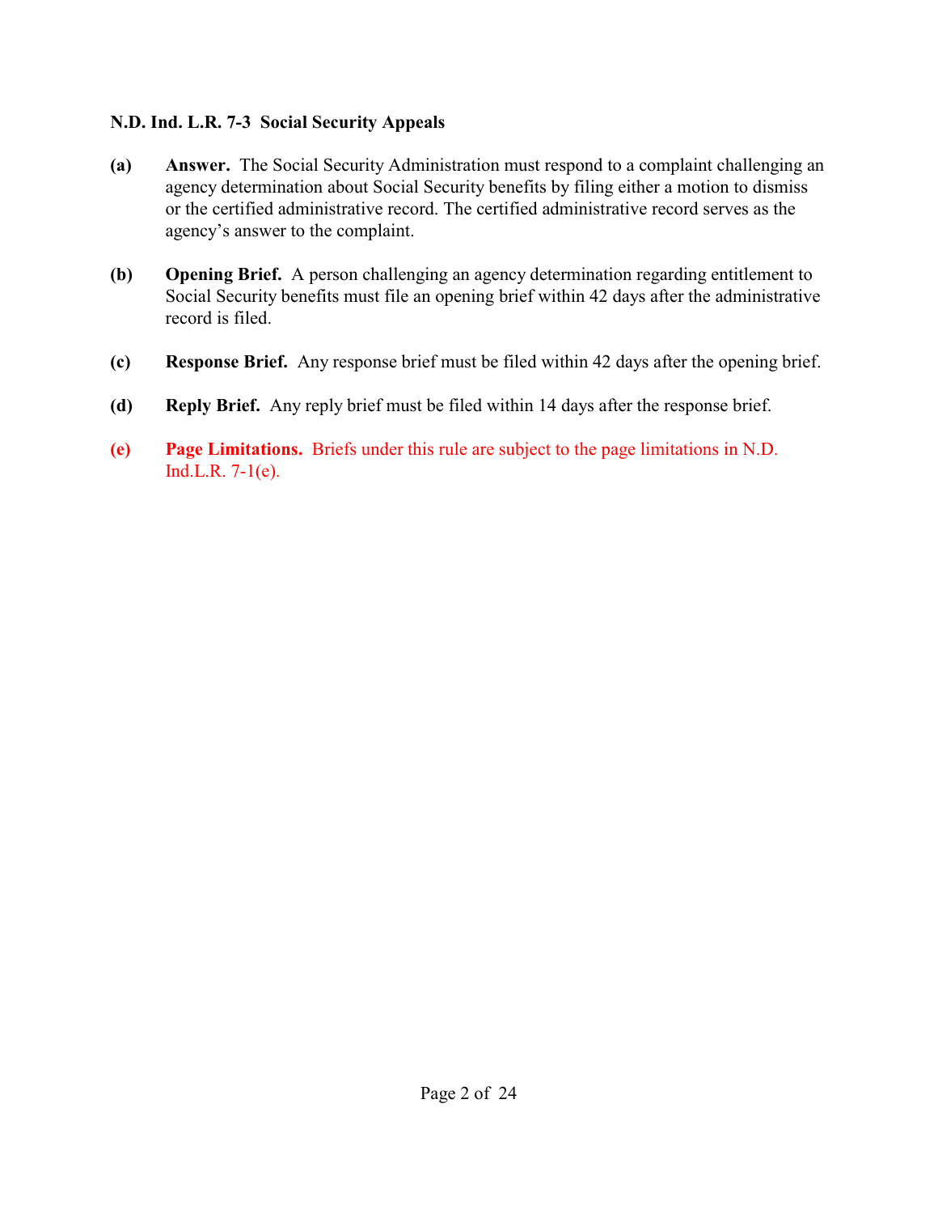**N.D. Ind. L.R. 7-3 Social Security Appeals**

**(a)** **Answer.** The Social Security Administration must respond to a complaint challenging an agency determination about Social Security benefits by filing either a motion to dismiss or the certified administrative record. The certified administrative record serves as the agency's answer to the complaint.

**(b)** **Opening Brief.** A person challenging an agency determination regarding entitlement to Social Security benefits must file an opening brief within 42 days after the administrative record is filed.

**(c)** **Response Brief.** Any response brief must be filed within 42 days after the opening brief.

**(d)** **Reply Brief.** Any reply brief must be filed within 14 days after the response brief.

**(e)** **Page Limitations.** Briefs under this rule are subject to the page limitations in N.D. Ind.L.R. 7-1(e).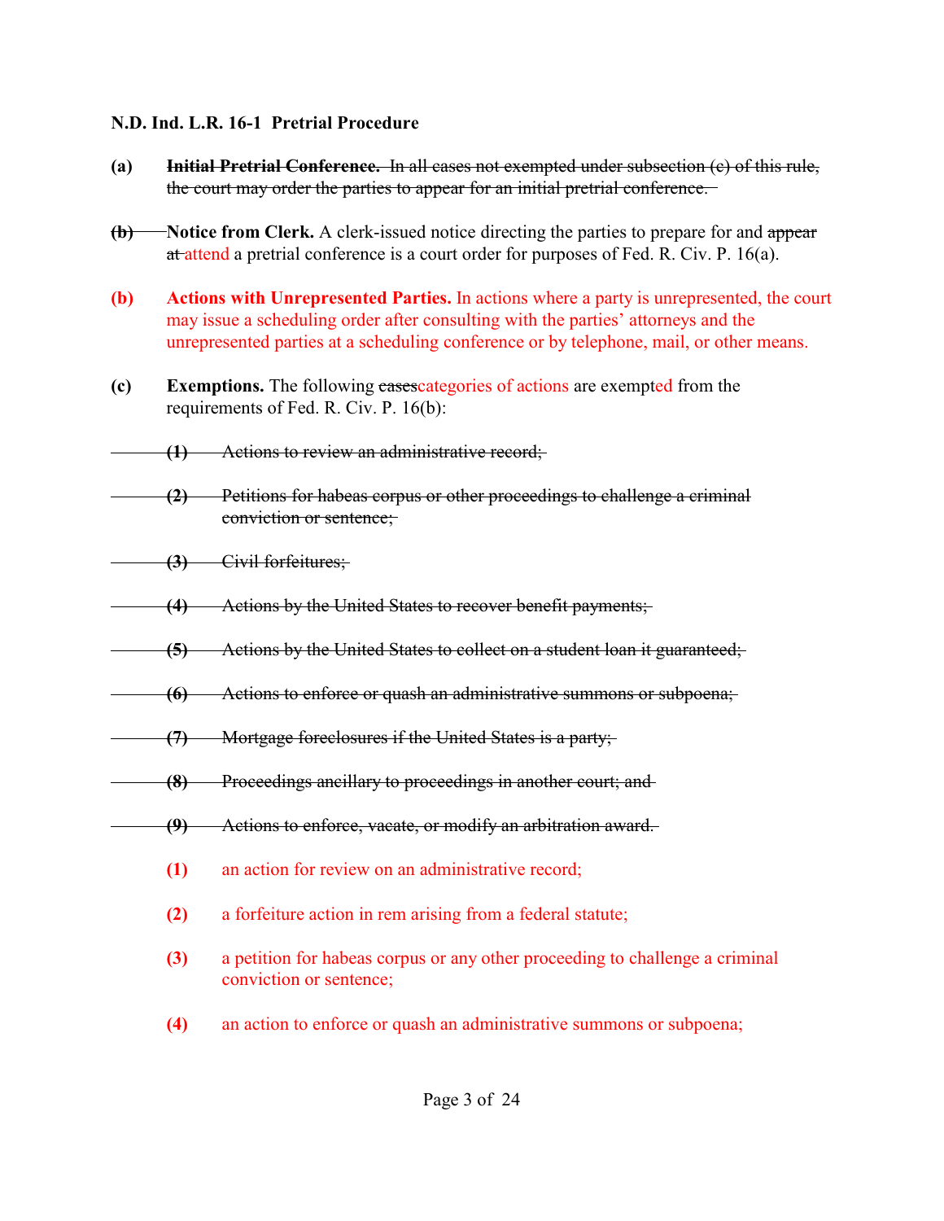**N.D. Ind. L.R. 16-1 Pretrial Procedure**

**(a)** ~~**Initial Pretrial Conference.** In all cases not exempted under subsection (c) of this rule, the court may order the parties to appear for an initial pretrial conference.~~

~~**(b)**~~ **Notice from Clerk.** A clerk-issued notice directing the parties to prepare for and ~~appear at~~ attend a pretrial conference is a court order for purposes of Fed. R. Civ. P. 16(a).

**(b)** **Actions with Unrepresented Parties.** In actions where a party is unrepresented, the court may issue a scheduling order after consulting with the parties' attorneys and the unrepresented parties at a scheduling conference or by telephone, mail, or other means.

**(c)** **Exemptions.** The following ~~cases~~categories of actions are exempted from the requirements of Fed. R. Civ. P. 16(b):

~~**(1)** Actions to review an administrative record;~~

~~**(2)** Petitions for habeas corpus or other proceedings to challenge a criminal conviction or sentence;~~

~~**(3)** Civil forfeitures;~~

~~**(4)** Actions by the United States to recover benefit payments;~~

~~**(5)** Actions by the United States to collect on a student loan it guaranteed;~~

~~**(6)** Actions to enforce or quash an administrative summons or subpoena;~~

~~**(7)** Mortgage foreclosures if the United States is a party;~~

~~**(8)** Proceedings ancillary to proceedings in another court; and~~

~~**(9)** Actions to enforce, vacate, or modify an arbitration award.~~

**(1)** an action for review on an administrative record;

**(2)** a forfeiture action in rem arising from a federal statute;

**(3)** a petition for habeas corpus or any other proceeding to challenge a criminal conviction or sentence;

**(4)** an action to enforce or quash an administrative summons or subpoena;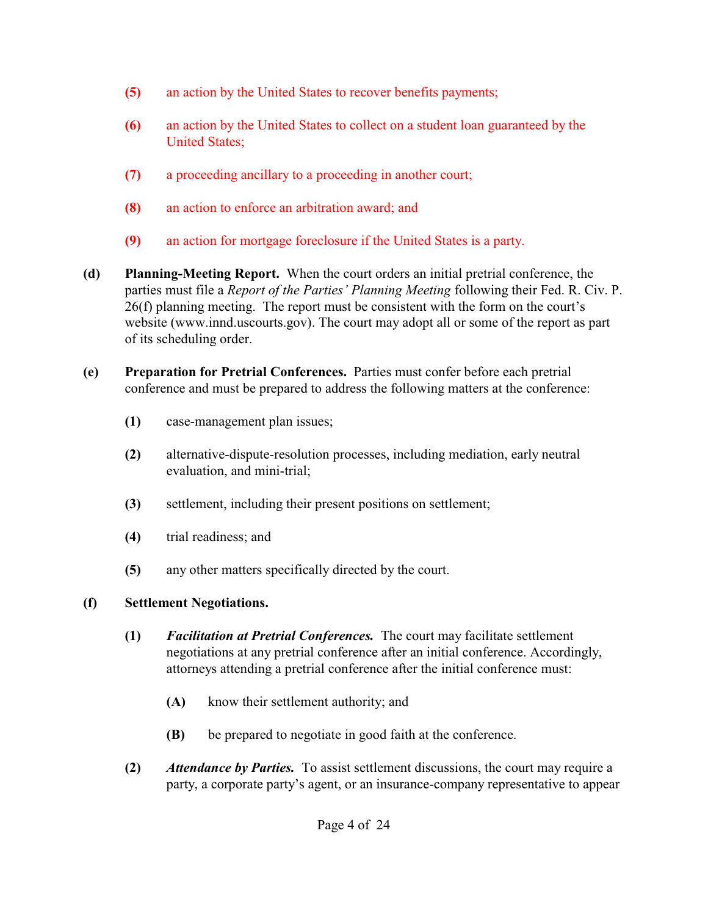**(5)** an action by the United States to recover benefits payments;

**(6)** an action by the United States to collect on a student loan guaranteed by the United States;

**(7)** a proceeding ancillary to a proceeding in another court;

**(8)** an action to enforce an arbitration award; and

**(9)** an action for mortgage foreclosure if the United States is a party.

**(d)** **Planning-Meeting Report.** When the court orders an initial pretrial conference, the parties must file a *Report of the Parties' Planning Meeting* following their Fed. R. Civ. P. 26(f) planning meeting. The report must be consistent with the form on the court's website (www.innd.uscourts.gov). The court may adopt all or some of the report as part of its scheduling order.

**(e)** **Preparation for Pretrial Conferences.** Parties must confer before each pretrial conference and must be prepared to address the following matters at the conference:

**(1)** case-management plan issues;

**(2)** alternative-dispute-resolution processes, including mediation, early neutral evaluation, and mini-trial;

**(3)** settlement, including their present positions on settlement;

**(4)** trial readiness; and

**(5)** any other matters specifically directed by the court.

**(f)** **Settlement Negotiations.**

**(1)** ***Facilitation at Pretrial Conferences.*** The court may facilitate settlement negotiations at any pretrial conference after an initial conference. Accordingly, attorneys attending a pretrial conference after the initial conference must:

**(A)** know their settlement authority; and

**(B)** be prepared to negotiate in good faith at the conference.

**(2)** ***Attendance by Parties.*** To assist settlement discussions, the court may require a party, a corporate party's agent, or an insurance-company representative to appear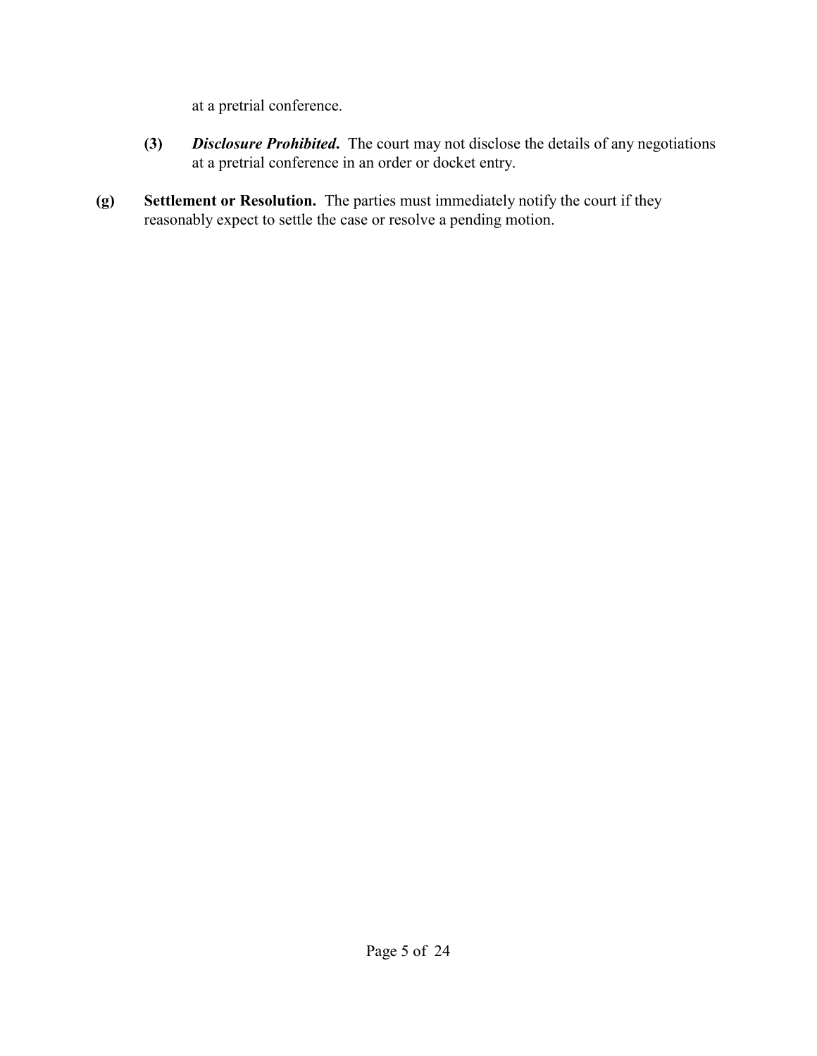at a pretrial conference.

**(3)** ***Disclosure Prohibited.*** The court may not disclose the details of any negotiations at a pretrial conference in an order or docket entry.

**(g)** **Settlement or Resolution.** The parties must immediately notify the court if they reasonably expect to settle the case or resolve a pending motion.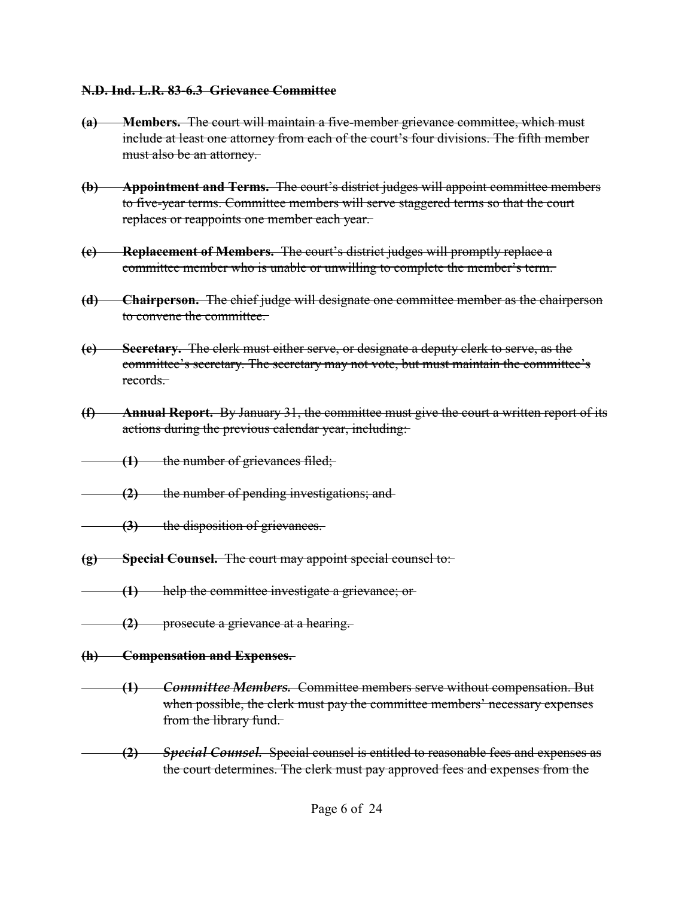**~~N.D. Ind. L.R. 83-6.3 Grievance Committee~~**

~~**(a) Members.** The court will maintain a five-member grievance committee, which must include at least one attorney from each of the court's four divisions. The fifth member must also be an attorney.~~

~~**(b) Appointment and Terms.** The court's district judges will appoint committee members to five-year terms. Committee members will serve staggered terms so that the court replaces or reappoints one member each year.~~

~~**(c) Replacement of Members.** The court's district judges will promptly replace a committee member who is unable or unwilling to complete the member's term.~~

~~**(d) Chairperson.** The chief judge will designate one committee member as the chairperson to convene the committee.~~

~~**(e) Secretary.** The clerk must either serve, or designate a deputy clerk to serve, as the committee's secretary. The secretary may not vote, but must maintain the committee's records.~~

~~**(f) Annual Report.** By January 31, the committee must give the court a written report of its actions during the previous calendar year, including:~~

> ~~**(1)** the number of grievances filed;~~
>
> ~~**(2)** the number of pending investigations; and~~
>
> ~~**(3)** the disposition of grievances.~~

~~**(g) Special Counsel.** The court may appoint special counsel to:~~

> ~~**(1)** help the committee investigate a grievance; or~~
>
> ~~**(2)** prosecute a grievance at a hearing.~~

~~**(h) Compensation and Expenses.**~~

> ~~**(1)** ***Committee Members.*** Committee members serve without compensation. But when possible, the clerk must pay the committee members' necessary expenses from the library fund.~~
>
> ~~**(2)** ***Special Counsel.*** Special counsel is entitled to reasonable fees and expenses as the court determines. The clerk must pay approved fees and expenses from the~~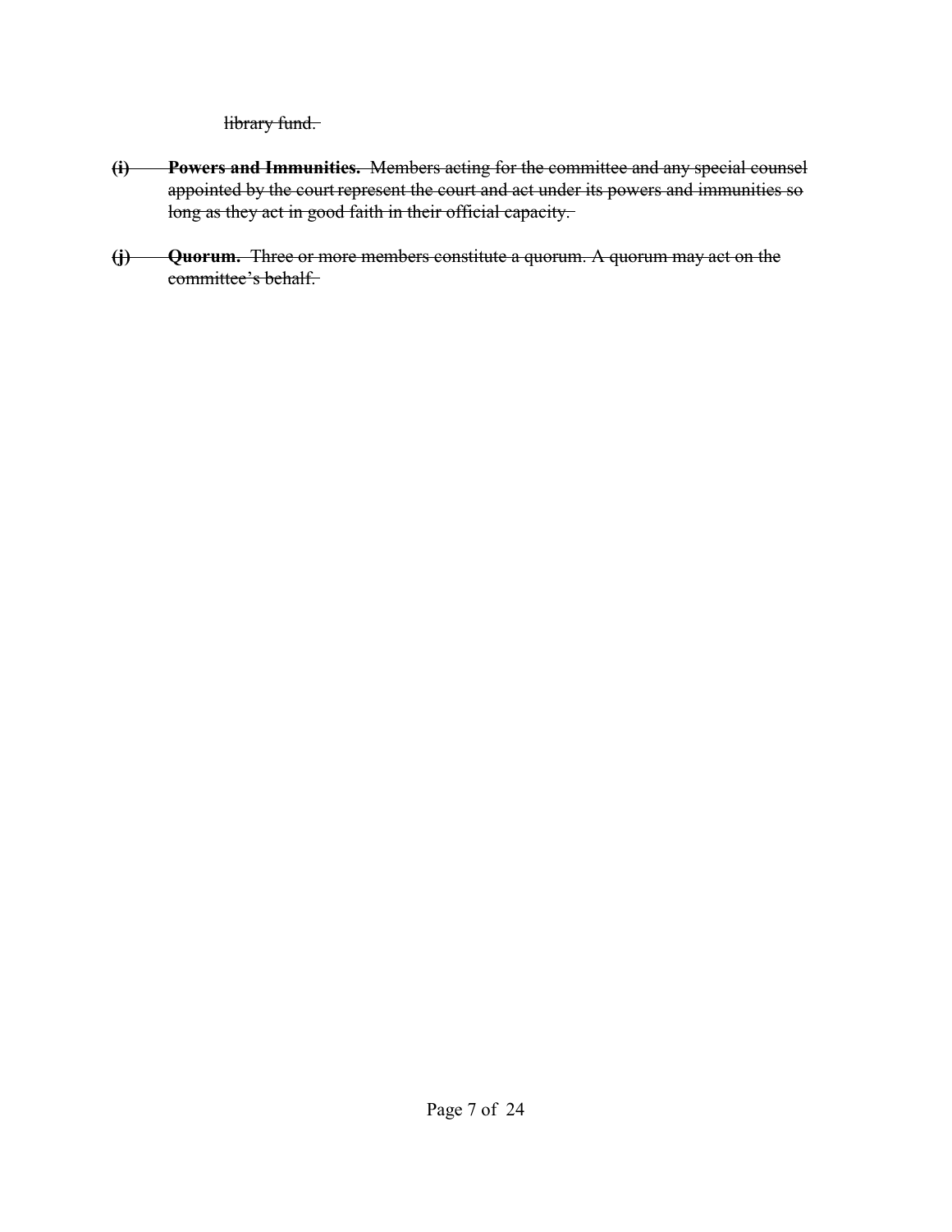~~library fund.~~

~~**(i)** **Powers and Immunities.** Members acting for the committee and any special counsel appointed by the court represent the court and act under its powers and immunities so long as they act in good faith in their official capacity.~~

~~**(j)** **Quorum.** Three or more members constitute a quorum. A quorum may act on the committee's behalf.~~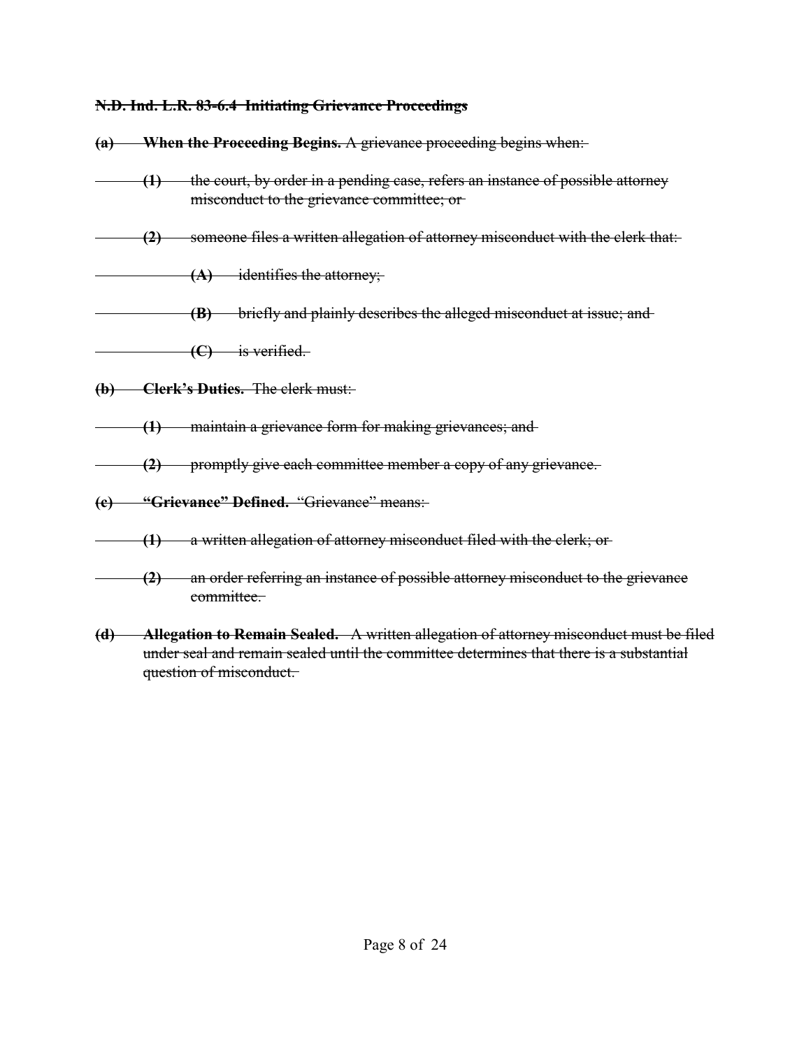~~**N.D. Ind. L.R. 83-6.4 Initiating Grievance Proceedings**~~

~~**(a) When the Proceeding Begins.** A grievance proceeding begins when:~~

~~**(1)** the court, by order in a pending case, refers an instance of possible attorney misconduct to the grievance committee; or~~

~~**(2)** someone files a written allegation of attorney misconduct with the clerk that:~~

~~**(A)** identifies the attorney;~~

~~**(B)** briefly and plainly describes the alleged misconduct at issue; and~~

~~**(C)** is verified.~~

~~**(b) Clerk's Duties.** The clerk must:~~

~~**(1)** maintain a grievance form for making grievances; and~~

~~**(2)** promptly give each committee member a copy of any grievance.~~

~~**(c) "Grievance" Defined.** "Grievance" means:~~

~~**(1)** a written allegation of attorney misconduct filed with the clerk; or~~

~~**(2)** an order referring an instance of possible attorney misconduct to the grievance committee.~~

~~**(d) Allegation to Remain Sealed.** A written allegation of attorney misconduct must be filed under seal and remain sealed until the committee determines that there is a substantial question of misconduct.~~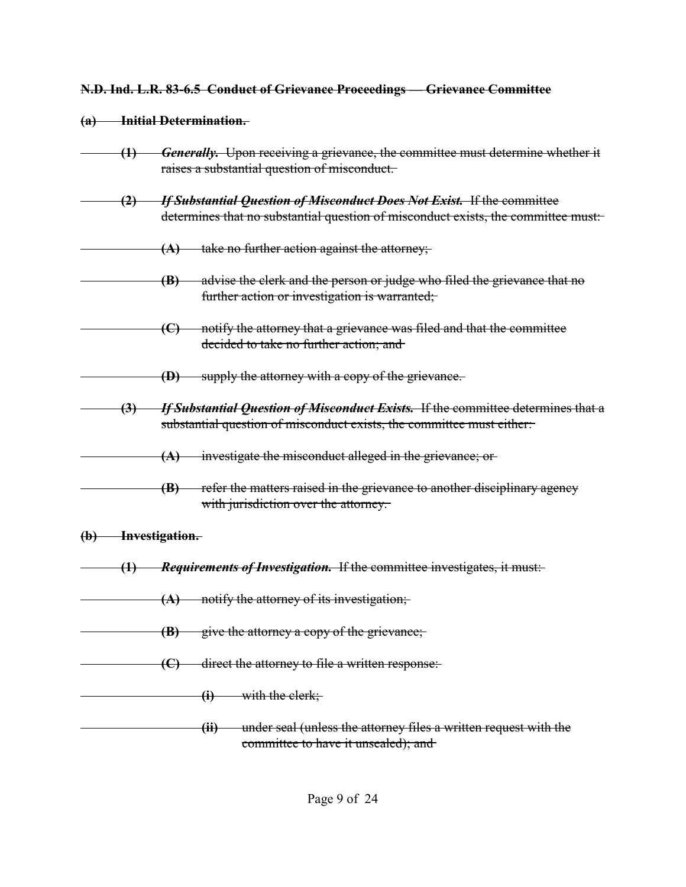~~**N.D. Ind. L.R. 83-6.5 Conduct of Grievance Proceedings — Grievance Committee**~~

~~**(a) Initial Determination.**~~

~~**(1)** ***Generally.*** Upon receiving a grievance, the committee must determine whether it raises a substantial question of misconduct.~~

~~**(2)** ***If Substantial Question of Misconduct Does Not Exist.*** If the committee determines that no substantial question of misconduct exists, the committee must:~~

~~**(A)** take no further action against the attorney;~~

~~**(B)** advise the clerk and the person or judge who filed the grievance that no further action or investigation is warranted;~~

~~**(C)** notify the attorney that a grievance was filed and that the committee decided to take no further action; and~~

~~**(D)** supply the attorney with a copy of the grievance.~~

~~**(3)** ***If Substantial Question of Misconduct Exists.*** If the committee determines that a substantial question of misconduct exists, the committee must either:~~

~~**(A)** investigate the misconduct alleged in the grievance; or~~

~~**(B)** refer the matters raised in the grievance to another disciplinary agency with jurisdiction over the attorney.~~

~~**(b) Investigation.**~~

~~**(1)** ***Requirements of Investigation.*** If the committee investigates, it must:~~

~~**(A)** notify the attorney of its investigation;~~

~~**(B)** give the attorney a copy of the grievance;~~

~~**(C)** direct the attorney to file a written response:~~

~~**(i)** with the clerk;~~

~~**(ii)** under seal (unless the attorney files a written request with the committee to have it unsealed); and~~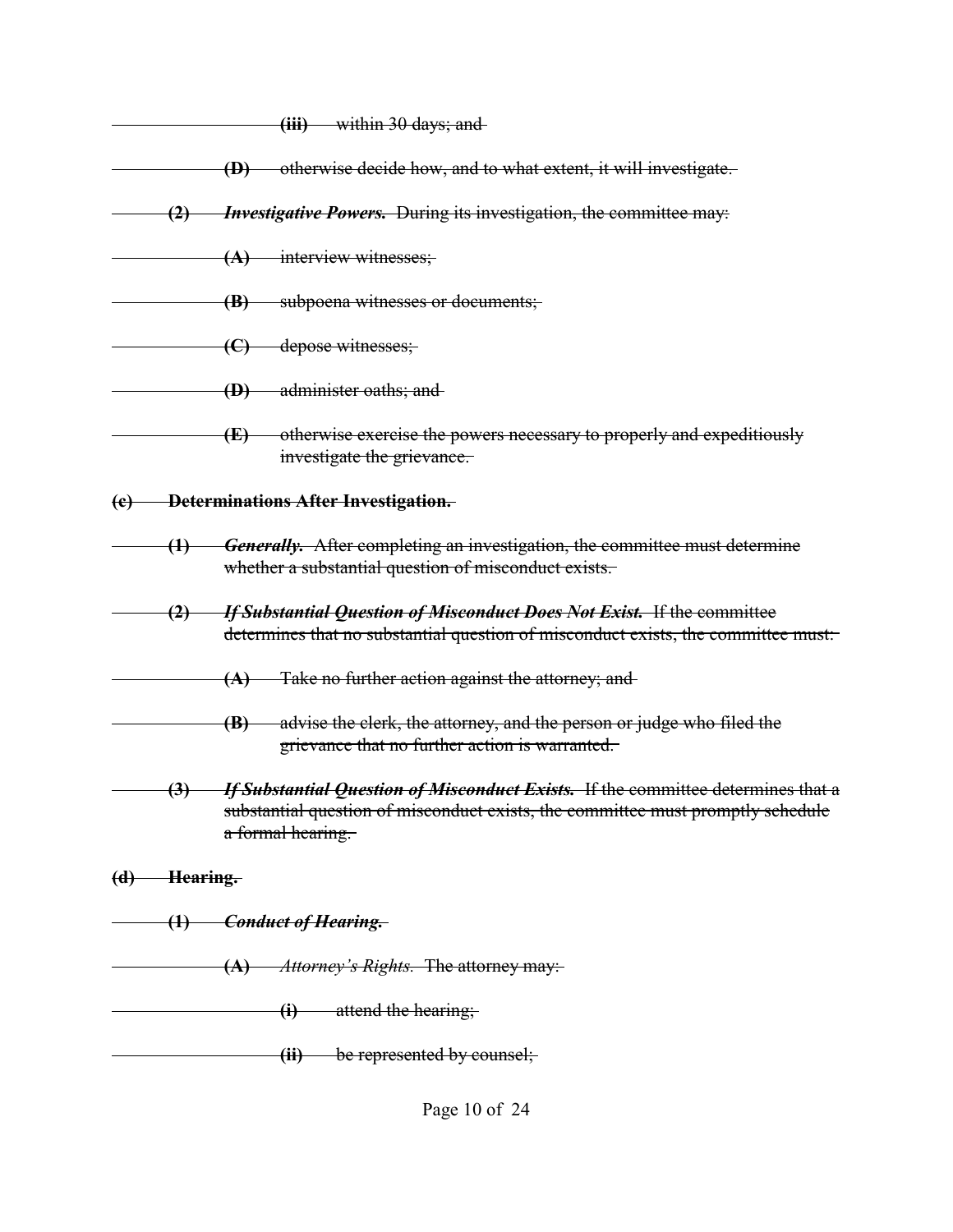~~(iii) within 30 days; and~~

~~(D) otherwise decide how, and to what extent, it will investigate.~~

~~(2) ***Investigative Powers.*** During its investigation, the committee may:~~

~~(A) interview witnesses;~~

~~(B) subpoena witnesses or documents;~~

~~(C) depose witnesses;~~

~~(D) administer oaths; and~~

~~(E) otherwise exercise the powers necessary to properly and expeditiously investigate the grievance.~~

~~**(c) Determinations After Investigation.**~~

~~(1) ***Generally.*** After completing an investigation, the committee must determine whether a substantial question of misconduct exists.~~

~~(2) ***If Substantial Question of Misconduct Does Not Exist.*** If the committee determines that no substantial question of misconduct exists, the committee must:~~

~~(A) Take no further action against the attorney; and~~

~~(B) advise the clerk, the attorney, and the person or judge who filed the grievance that no further action is warranted.~~

~~(3) ***If Substantial Question of Misconduct Exists.*** If the committee determines that a substantial question of misconduct exists, the committee must promptly schedule a formal hearing.~~

~~**(d) Hearing.**~~

~~(1) ***Conduct of Hearing.***~~

~~(A) *Attorney's Rights.* The attorney may:~~

~~(i) attend the hearing;~~

~~(ii) be represented by counsel;~~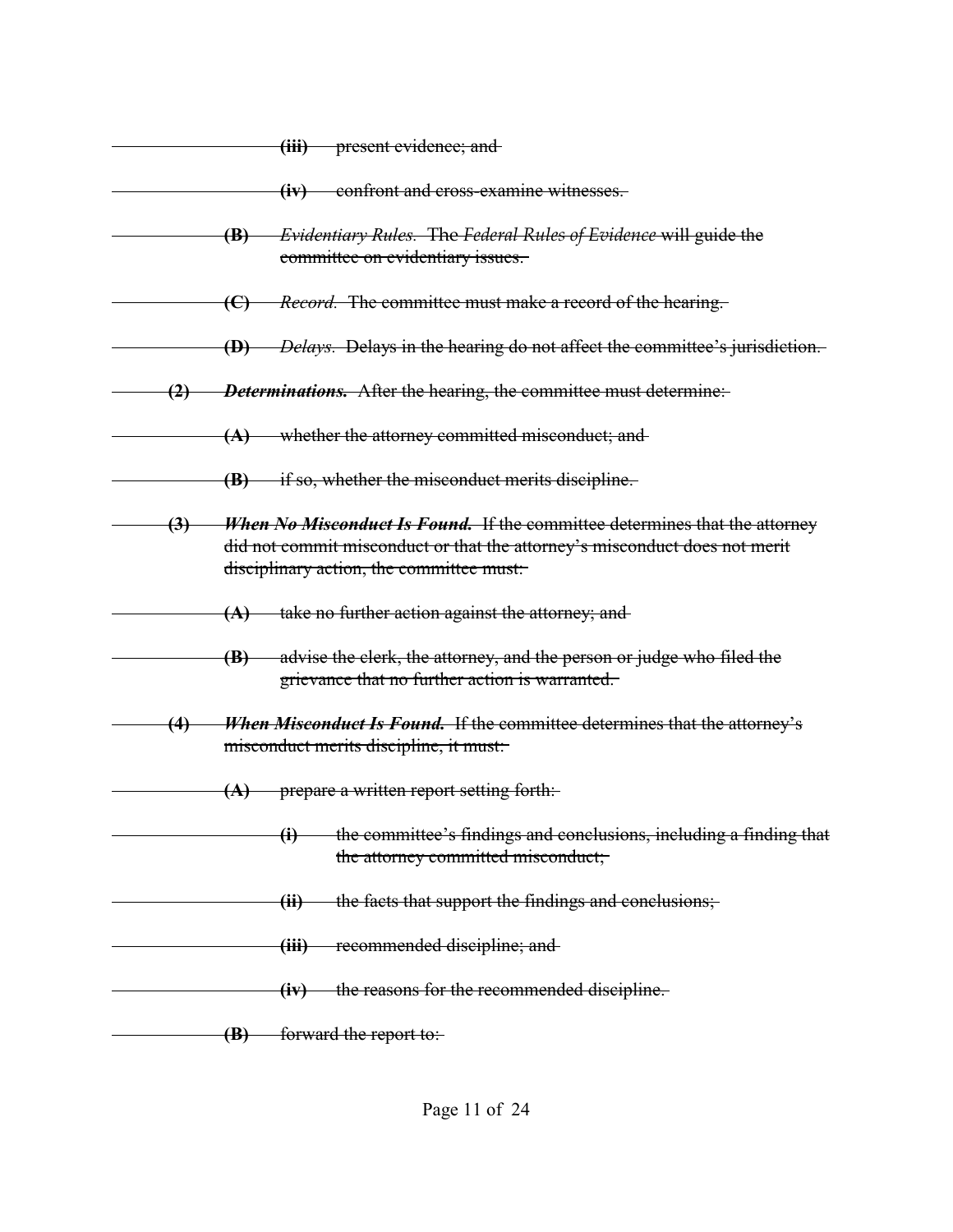~~(iii) present evidence; and~~

~~(iv) confront and cross-examine witnesses.~~

~~**(B)** *Evidentiary Rules.* The *Federal Rules of Evidence* will guide the committee on evidentiary issues.~~

~~**(C)** *Record.* The committee must make a record of the hearing.~~

~~**(D)** *Delays.* Delays in the hearing do not affect the committee's jurisdiction.~~

~~**(2)** ***Determinations.*** After the hearing, the committee must determine:~~

~~**(A)** whether the attorney committed misconduct; and~~

~~**(B)** if so, whether the misconduct merits discipline.~~

~~**(3)** ***When No Misconduct Is Found.*** If the committee determines that the attorney did not commit misconduct or that the attorney's misconduct does not merit disciplinary action, the committee must:~~

~~**(A)** take no further action against the attorney; and~~

~~**(B)** advise the clerk, the attorney, and the person or judge who filed the grievance that no further action is warranted.~~

~~**(4)** ***When Misconduct Is Found.*** If the committee determines that the attorney's misconduct merits discipline, it must:~~

~~**(A)** prepare a written report setting forth:~~

~~**(i)** the committee's findings and conclusions, including a finding that the attorney committed misconduct;~~

~~**(ii)** the facts that support the findings and conclusions;~~

~~**(iii)** recommended discipline; and~~

~~**(iv)** the reasons for the recommended discipline.~~

~~**(B)** forward the report to:~~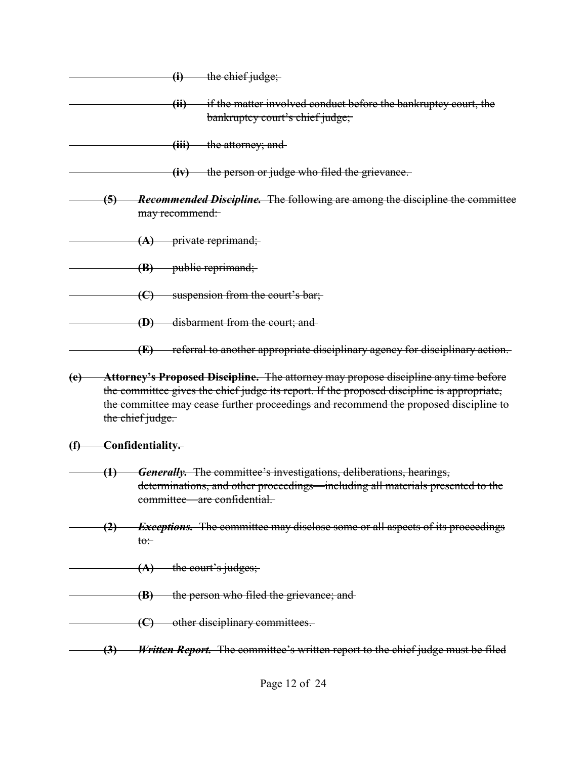~~**(i)** the chief judge;~~

~~**(ii)** if the matter involved conduct before the bankruptcy court, the bankruptcy court's chief judge;~~

~~**(iii)** the attorney; and~~

~~**(iv)** the person or judge who filed the grievance.~~

~~**(5)** ***Recommended Discipline.*** The following are among the discipline the committee may recommend:~~

~~**(A)** private reprimand;~~

~~**(B)** public reprimand;~~

~~**(C)** suspension from the court's bar;~~

~~**(D)** disbarment from the court; and~~

~~**(E)** referral to another appropriate disciplinary agency for disciplinary action.~~

~~**(e)** **Attorney's Proposed Discipline.** The attorney may propose discipline any time before the committee gives the chief judge its report. If the proposed discipline is appropriate, the committee may cease further proceedings and recommend the proposed discipline to the chief judge.~~

~~**(f)** **Confidentiality.**~~

~~**(1)** ***Generally.*** The committee's investigations, deliberations, hearings, determinations, and other proceedings—including all materials presented to the committee—are confidential.~~

~~**(2)** ***Exceptions.*** The committee may disclose some or all aspects of its proceedings to:~~

~~**(A)** the court's judges;~~

~~**(B)** the person who filed the grievance; and~~

~~**(C)** other disciplinary committees.~~

~~**(3)** ***Written Report.*** The committee's written report to the chief judge must be filed~~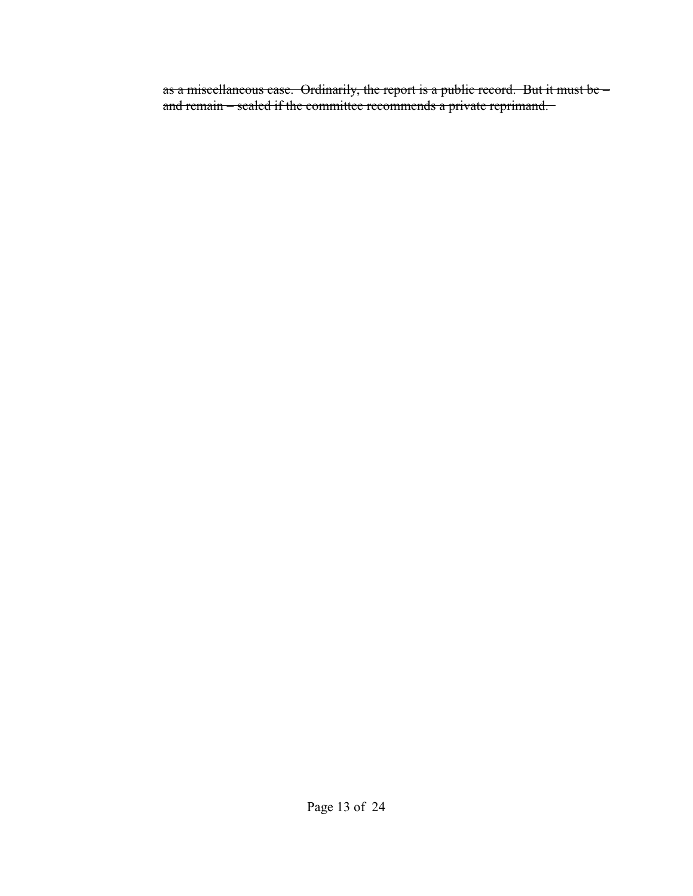~~as a miscellaneous case. Ordinarily, the report is a public record. But it must be – and remain – sealed if the committee recommends a private reprimand.~~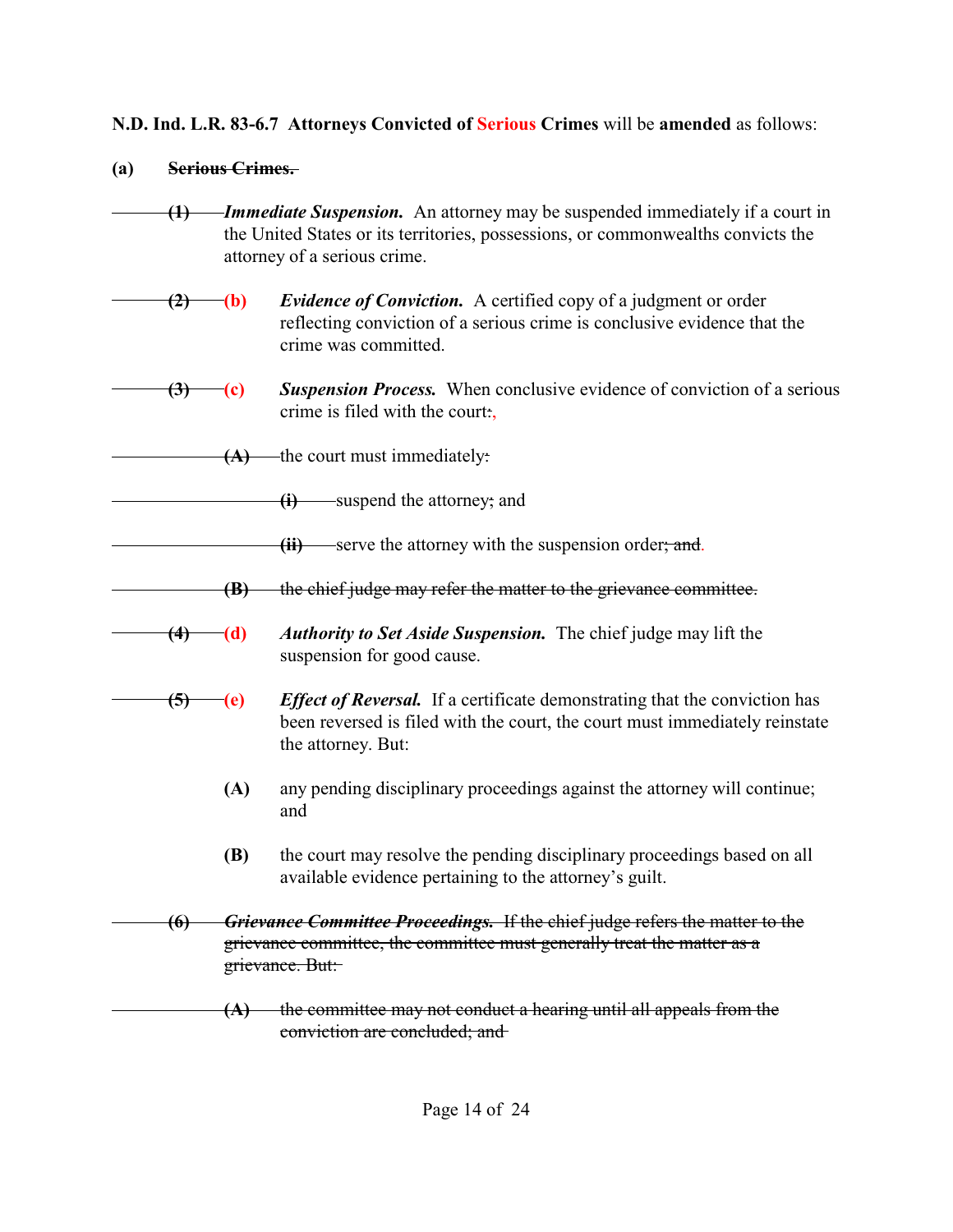**N.D. Ind. L.R. 83-6.7 Attorneys Convicted of Serious Crimes** will be **amended** as follows:

**(a)** ~~**Serious Crimes.**~~

~~**(1)**~~ ~~***Immediate Suspension.*** An attorney may be suspended immediately if a court in the United States or its territories, possessions, or commonwealths convicts the attorney of a serious crime.~~

~~**(2)**~~ **(b)** ***Evidence of Conviction.*** A certified copy of a judgment or order reflecting conviction of a serious crime is conclusive evidence that the crime was committed.

~~**(3)**~~ **(c)** ***Suspension Process.*** When conclusive evidence of conviction of a serious crime is filed with the court~~:~~,

~~**(A)**~~ the court must immediately~~:~~

~~**(i)**~~ suspend the attorney~~;~~ and

~~**(ii)**~~ serve the attorney with the suspension order~~; and~~.

~~**(B)** the chief judge may refer the matter to the grievance committee.~~

~~**(4)**~~ **(d)** ***Authority to Set Aside Suspension.*** The chief judge may lift the suspension for good cause.

~~**(5)**~~ **(e)** ***Effect of Reversal.*** If a certificate demonstrating that the conviction has been reversed is filed with the court, the court must immediately reinstate the attorney. But:

**(A)** any pending disciplinary proceedings against the attorney will continue; and

**(B)** the court may resolve the pending disciplinary proceedings based on all available evidence pertaining to the attorney's guilt.

~~**(6)** ***Grievance Committee Proceedings.*** If the chief judge refers the matter to the grievance committee, the committee must generally treat the matter as a grievance. But:~~

~~**(A)** the committee may not conduct a hearing until all appeals from the conviction are concluded; and~~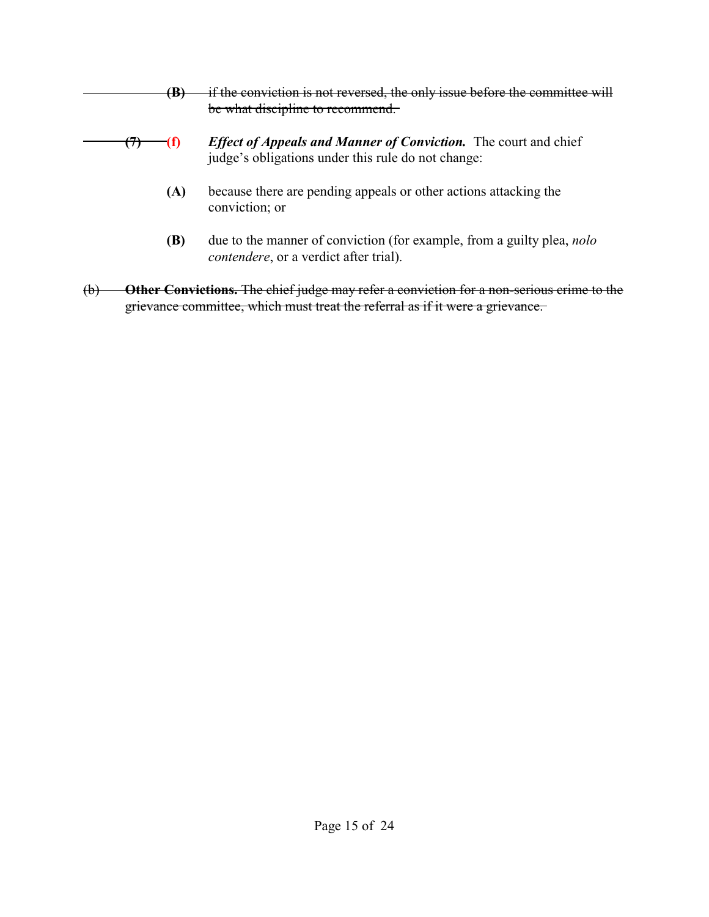~~**(B)** if the conviction is not reversed, the only issue before the committee will be what discipline to recommend.~~

~~**(7)**~~ **(f)** ***Effect of Appeals and Manner of Conviction.*** The court and chief judge's obligations under this rule do not change:

**(A)** because there are pending appeals or other actions attacking the conviction; or

**(B)** due to the manner of conviction (for example, from a guilty plea, *nolo contendere*, or a verdict after trial).

~~(b) **Other Convictions.** The chief judge may refer a conviction for a non-serious crime to the grievance committee, which must treat the referral as if it were a grievance.~~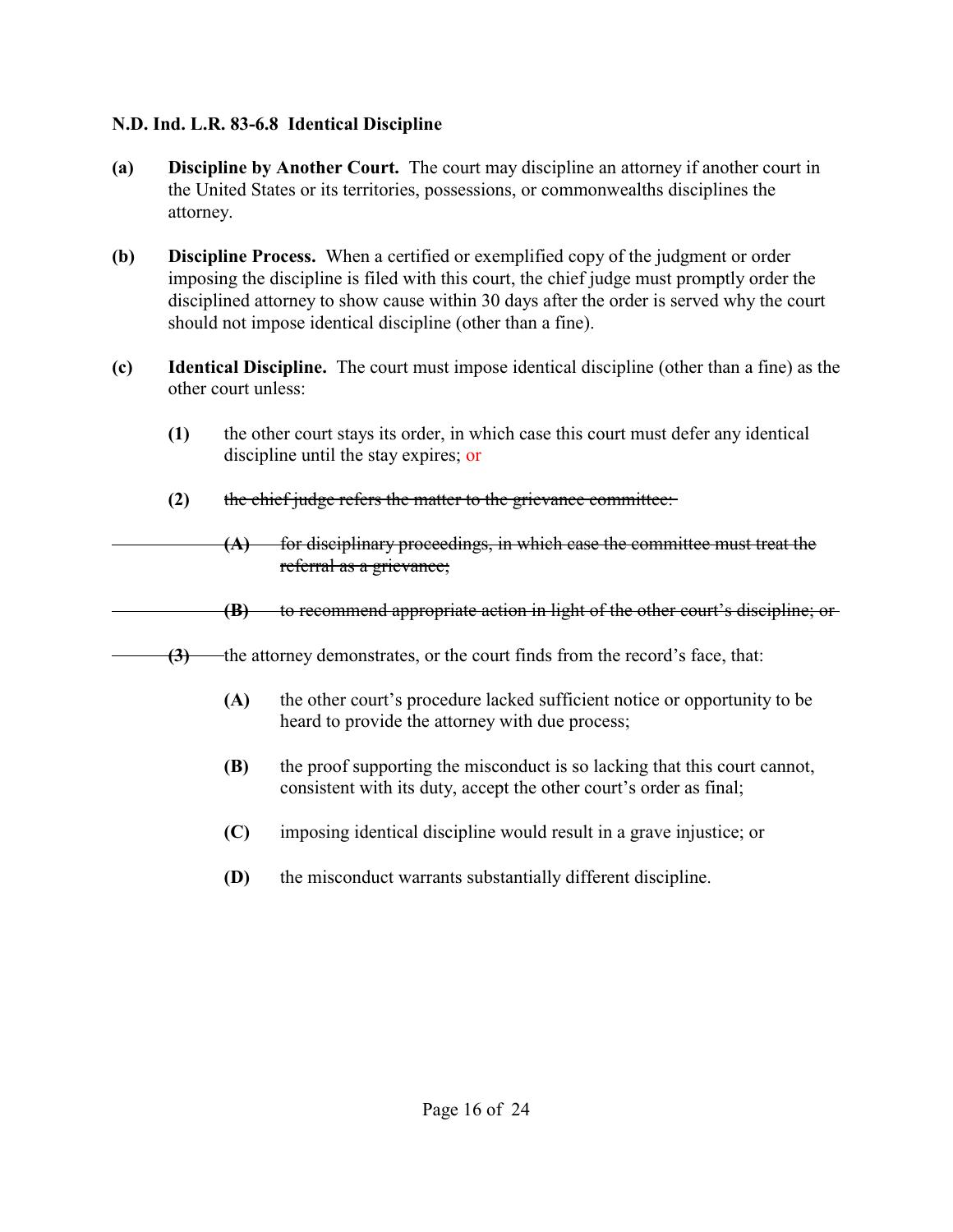**N.D. Ind. L.R. 83-6.8 Identical Discipline**

**(a) Discipline by Another Court.** The court may discipline an attorney if another court in the United States or its territories, possessions, or commonwealths disciplines the attorney.

**(b) Discipline Process.** When a certified or exemplified copy of the judgment or order imposing the discipline is filed with this court, the chief judge must promptly order the disciplined attorney to show cause within 30 days after the order is served why the court should not impose identical discipline (other than a fine).

**(c) Identical Discipline.** The court must impose identical discipline (other than a fine) as the other court unless:

- **(1)** the other court stays its order, in which case this court must defer any identical discipline until the stay expires; or
- ~~**(2)** the chief judge refers the matter to the grievance committee:~~
  - ~~**(A)** for disciplinary proceedings, in which case the committee must treat the referral as a grievance;~~
  - ~~**(B)** to recommend appropriate action in light of the other court's discipline; or~~
- ~~**(3)**~~ the attorney demonstrates, or the court finds from the record's face, that:
  - **(A)** the other court's procedure lacked sufficient notice or opportunity to be heard to provide the attorney with due process;
  - **(B)** the proof supporting the misconduct is so lacking that this court cannot, consistent with its duty, accept the other court's order as final;
  - **(C)** imposing identical discipline would result in a grave injustice; or
  - **(D)** the misconduct warrants substantially different discipline.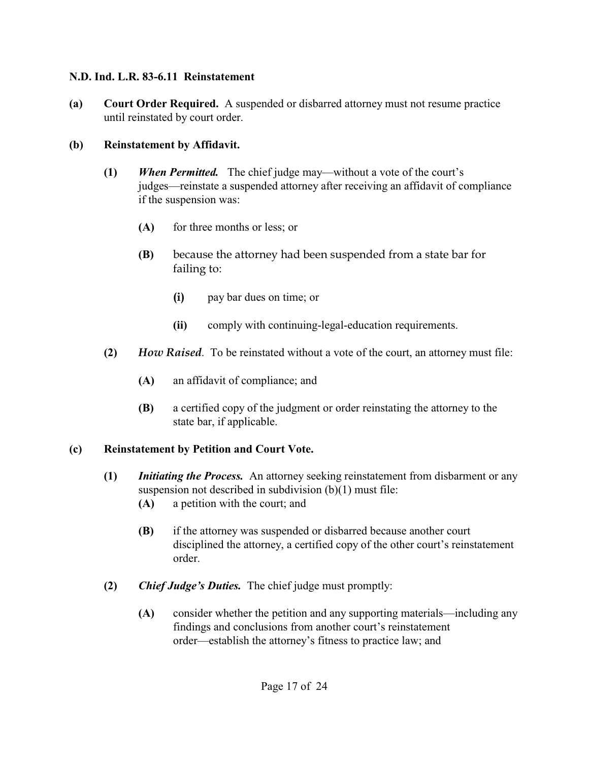**N.D. Ind. L.R. 83-6.11 Reinstatement**

**(a) Court Order Required.** A suspended or disbarred attorney must not resume practice until reinstated by court order.

**(b) Reinstatement by Affidavit.**

**(1)** ***When Permitted.*** The chief judge may—without a vote of the court's judges—reinstate a suspended attorney after receiving an affidavit of compliance if the suspension was:

**(A)** for three months or less; or

**(B)** because the attorney had been suspended from a state bar for failing to:

**(i)** pay bar dues on time; or

**(ii)** comply with continuing-legal-education requirements.

**(2)** ***How Raised***. To be reinstated without a vote of the court, an attorney must file:

**(A)** an affidavit of compliance; and

**(B)** a certified copy of the judgment or order reinstating the attorney to the state bar, if applicable.

**(c) Reinstatement by Petition and Court Vote.**

**(1)** ***Initiating the Process.*** An attorney seeking reinstatement from disbarment or any suspension not described in subdivision (b)(1) must file:

**(A)** a petition with the court; and

**(B)** if the attorney was suspended or disbarred because another court disciplined the attorney, a certified copy of the other court's reinstatement order.

**(2)** ***Chief Judge's Duties.*** The chief judge must promptly:

**(A)** consider whether the petition and any supporting materials—including any findings and conclusions from another court's reinstatement order—establish the attorney's fitness to practice law; and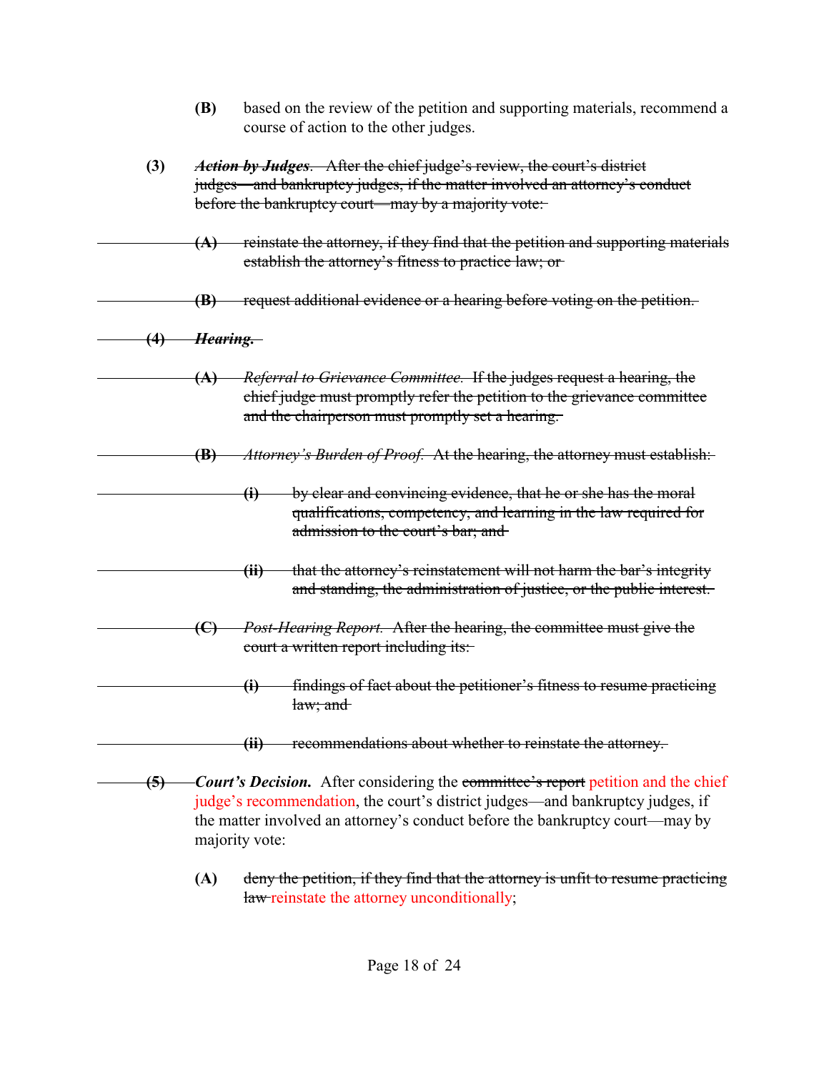**(B)** based on the review of the petition and supporting materials, recommend a course of action to the other judges.

**(3)** ~~***Action by Judges***. After the chief judge's review, the court's district judges—and bankruptcy judges, if the matter involved an attorney's conduct before the bankruptcy court—may by a majority vote:~~

~~**(A)** reinstate the attorney, if they find that the petition and supporting materials establish the attorney's fitness to practice law; or~~

~~**(B)** request additional evidence or a hearing before voting on the petition.~~

~~**(4)** ***Hearing.***~~

~~**(A)** *Referral to Grievance Committee.* If the judges request a hearing, the chief judge must promptly refer the petition to the grievance committee and the chairperson must promptly set a hearing.~~

~~**(B)** *Attorney's Burden of Proof.* At the hearing, the attorney must establish:~~

~~**(i)** by clear and convincing evidence, that he or she has the moral qualifications, competency, and learning in the law required for admission to the court's bar; and~~

~~**(ii)** that the attorney's reinstatement will not harm the bar's integrity and standing, the administration of justice, or the public interest.~~

~~**(C)** *Post-Hearing Report.* After the hearing, the committee must give the court a written report including its:~~

~~**(i)** findings of fact about the petitioner's fitness to resume practicing law; and~~

~~**(ii)** recommendations about whether to reinstate the attorney.~~

~~**(5)**~~ ***Court's Decision.*** After considering the ~~committee's report~~ petition and the chief judge's recommendation, the court's district judges—and bankruptcy judges, if the matter involved an attorney's conduct before the bankruptcy court—may by majority vote:

**(A)** ~~deny the petition, if they find that the attorney is unfit to resume practicing law~~ reinstate the attorney unconditionally;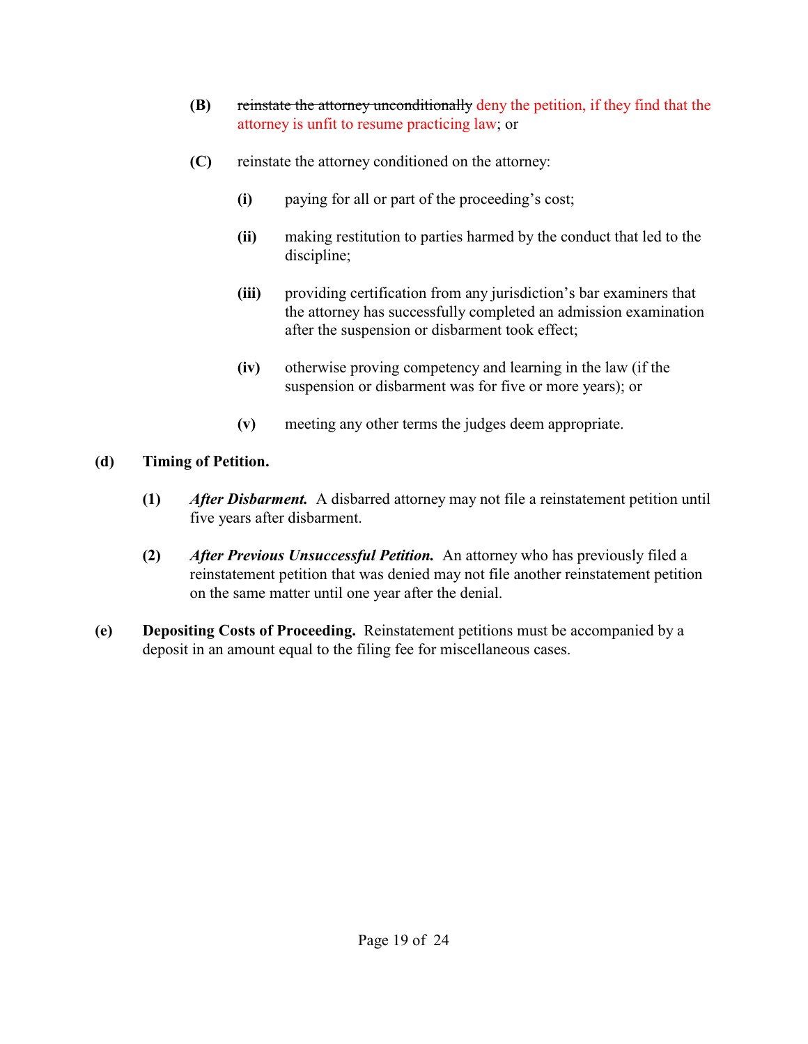**(B)** ~~reinstate the attorney unconditionally~~ deny the petition, if they find that the attorney is unfit to resume practicing law; or

**(C)** reinstate the attorney conditioned on the attorney:

**(i)** paying for all or part of the proceeding's cost;

**(ii)** making restitution to parties harmed by the conduct that led to the discipline;

**(iii)** providing certification from any jurisdiction's bar examiners that the attorney has successfully completed an admission examination after the suspension or disbarment took effect;

**(iv)** otherwise proving competency and learning in the law (if the suspension or disbarment was for five or more years); or

**(v)** meeting any other terms the judges deem appropriate.

**(d) Timing of Petition.**

**(1)** ***After Disbarment.*** A disbarred attorney may not file a reinstatement petition until five years after disbarment.

**(2)** ***After Previous Unsuccessful Petition.*** An attorney who has previously filed a reinstatement petition that was denied may not file another reinstatement petition on the same matter until one year after the denial.

**(e) Depositing Costs of Proceeding.** Reinstatement petitions must be accompanied by a deposit in an amount equal to the filing fee for miscellaneous cases.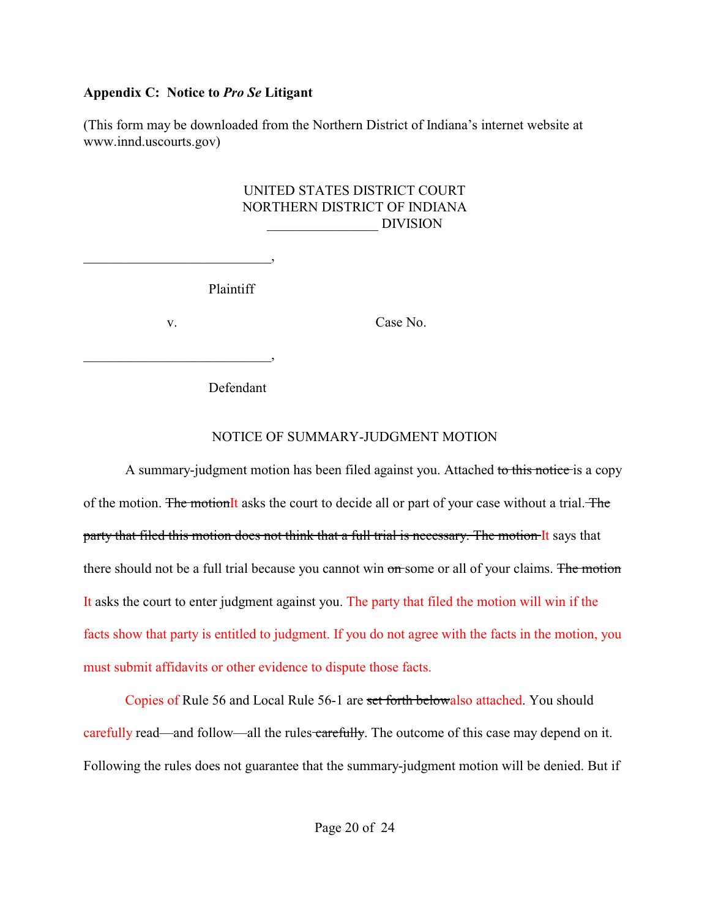**Appendix C: Notice to *Pro Se* Litigant**

(This form may be downloaded from the Northern District of Indiana's internet website at www.innd.uscourts.gov)

UNITED STATES DISTRICT COURT
NORTHERN DISTRICT OF INDIANA
________________ DIVISION

___________________________,

Plaintiff

v. Case No.

___________________________,

Defendant

NOTICE OF SUMMARY-JUDGMENT MOTION

A summary-judgment motion has been filed against you. Attached ~~to this notice~~ is a copy of the motion. ~~The motion~~It asks the court to decide all or part of your case without a trial. ~~The party that filed this motion does not think that a full trial is necessary. The motion~~ It says that there should not be a full trial because you cannot win ~~on~~ some or all of your claims. ~~The motion~~ It asks the court to enter judgment against you. The party that filed the motion will win if the facts show that party is entitled to judgment. If you do not agree with the facts in the motion, you must submit affidavits or other evidence to dispute those facts.

Copies of Rule 56 and Local Rule 56-1 are ~~set forth below~~also attached. You should carefully read—and follow—all the rules ~~carefully~~. The outcome of this case may depend on it. Following the rules does not guarantee that the summary-judgment motion will be denied. But if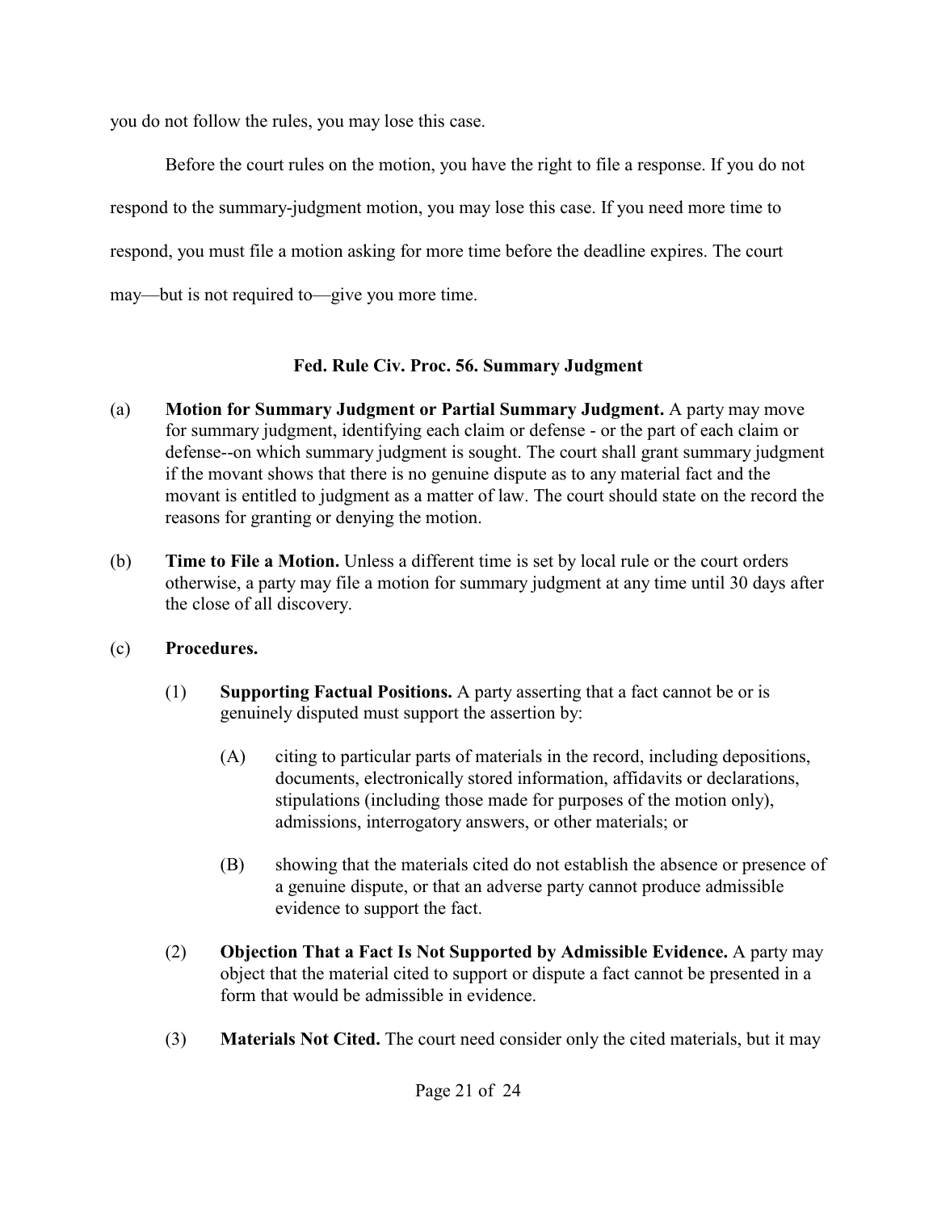you do not follow the rules, you may lose this case.

Before the court rules on the motion, you have the right to file a response. If you do not respond to the summary-judgment motion, you may lose this case. If you need more time to respond, you must file a motion asking for more time before the deadline expires. The court may—but is not required to—give you more time.

**Fed. Rule Civ. Proc. 56. Summary Judgment**

(a) **Motion for Summary Judgment or Partial Summary Judgment.** A party may move for summary judgment, identifying each claim or defense - or the part of each claim or defense--on which summary judgment is sought. The court shall grant summary judgment if the movant shows that there is no genuine dispute as to any material fact and the movant is entitled to judgment as a matter of law. The court should state on the record the reasons for granting or denying the motion.

(b) **Time to File a Motion.** Unless a different time is set by local rule or the court orders otherwise, a party may file a motion for summary judgment at any time until 30 days after the close of all discovery.

(c) **Procedures.**

(1) **Supporting Factual Positions.** A party asserting that a fact cannot be or is genuinely disputed must support the assertion by:

(A) citing to particular parts of materials in the record, including depositions, documents, electronically stored information, affidavits or declarations, stipulations (including those made for purposes of the motion only), admissions, interrogatory answers, or other materials; or

(B) showing that the materials cited do not establish the absence or presence of a genuine dispute, or that an adverse party cannot produce admissible evidence to support the fact.

(2) **Objection That a Fact Is Not Supported by Admissible Evidence.** A party may object that the material cited to support or dispute a fact cannot be presented in a form that would be admissible in evidence.

(3) **Materials Not Cited.** The court need consider only the cited materials, but it may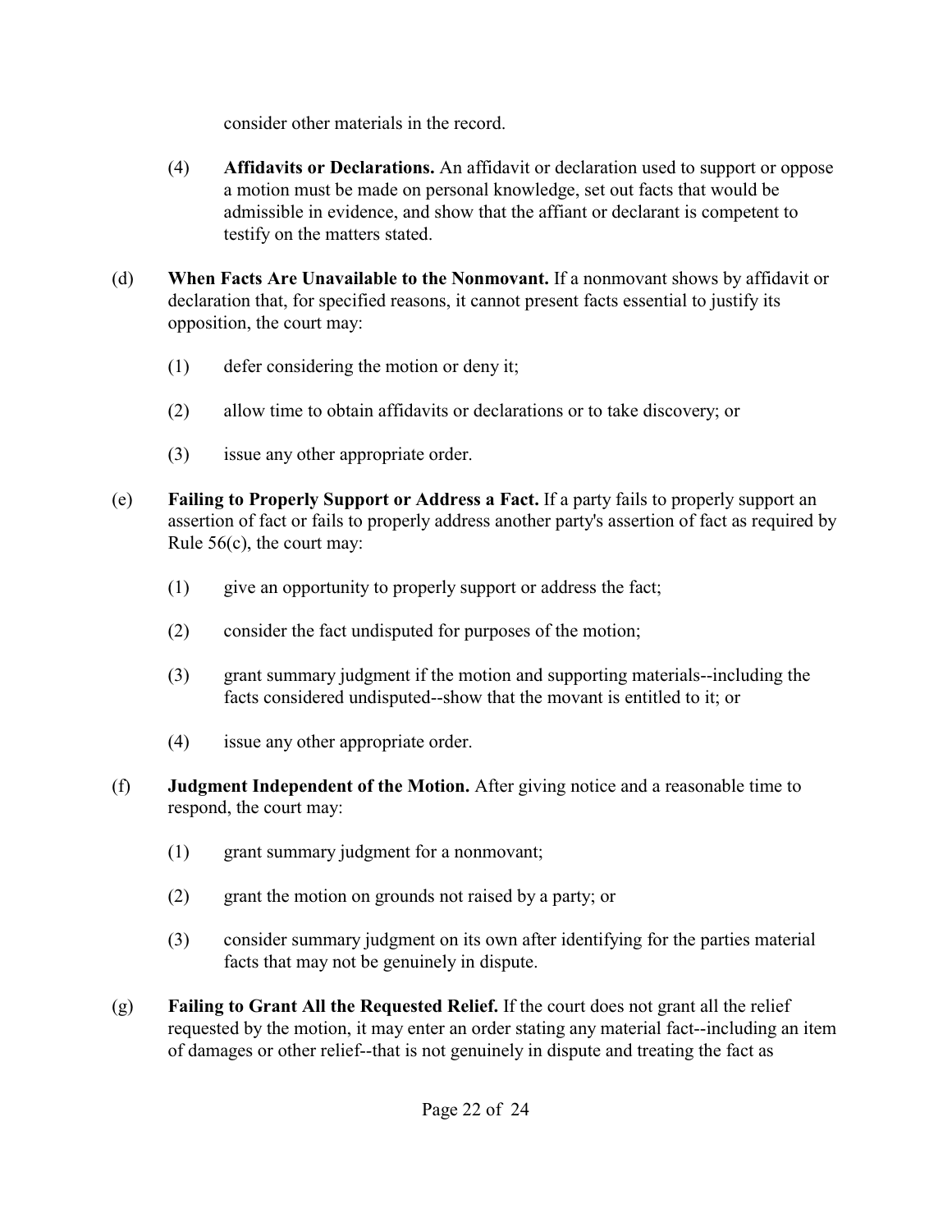consider other materials in the record.

(4) **Affidavits or Declarations.** An affidavit or declaration used to support or oppose a motion must be made on personal knowledge, set out facts that would be admissible in evidence, and show that the affiant or declarant is competent to testify on the matters stated.

(d) **When Facts Are Unavailable to the Nonmovant.** If a nonmovant shows by affidavit or declaration that, for specified reasons, it cannot present facts essential to justify its opposition, the court may:

(1) defer considering the motion or deny it;

(2) allow time to obtain affidavits or declarations or to take discovery; or

(3) issue any other appropriate order.

(e) **Failing to Properly Support or Address a Fact.** If a party fails to properly support an assertion of fact or fails to properly address another party's assertion of fact as required by Rule 56(c), the court may:

(1) give an opportunity to properly support or address the fact;

(2) consider the fact undisputed for purposes of the motion;

(3) grant summary judgment if the motion and supporting materials--including the facts considered undisputed--show that the movant is entitled to it; or

(4) issue any other appropriate order.

(f) **Judgment Independent of the Motion.** After giving notice and a reasonable time to respond, the court may:

(1) grant summary judgment for a nonmovant;

(2) grant the motion on grounds not raised by a party; or

(3) consider summary judgment on its own after identifying for the parties material facts that may not be genuinely in dispute.

(g) **Failing to Grant All the Requested Relief.** If the court does not grant all the relief requested by the motion, it may enter an order stating any material fact--including an item of damages or other relief--that is not genuinely in dispute and treating the fact as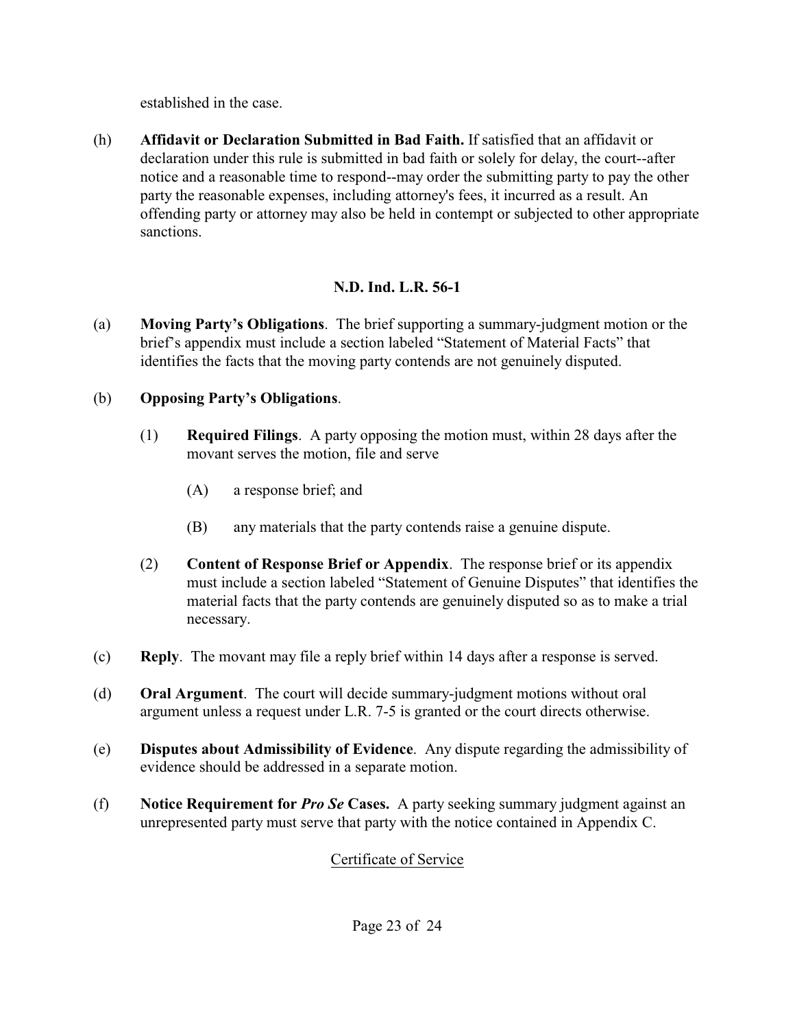established in the case.

(h) **Affidavit or Declaration Submitted in Bad Faith.** If satisfied that an affidavit or declaration under this rule is submitted in bad faith or solely for delay, the court--after notice and a reasonable time to respond--may order the submitting party to pay the other party the reasonable expenses, including attorney's fees, it incurred as a result. An offending party or attorney may also be held in contempt or subjected to other appropriate sanctions.

## N.D. Ind. L.R. 56-1

(a) **Moving Party's Obligations**. The brief supporting a summary-judgment motion or the brief's appendix must include a section labeled "Statement of Material Facts" that identifies the facts that the moving party contends are not genuinely disputed.

(b) **Opposing Party's Obligations**.

> (1) **Required Filings**. A party opposing the motion must, within 28 days after the movant serves the motion, file and serve
>
> > (A) a response brief; and
> >
> > (B) any materials that the party contends raise a genuine dispute.
>
> (2) **Content of Response Brief or Appendix**. The response brief or its appendix must include a section labeled "Statement of Genuine Disputes" that identifies the material facts that the party contends are genuinely disputed so as to make a trial necessary.

(c) **Reply**. The movant may file a reply brief within 14 days after a response is served.

(d) **Oral Argument**. The court will decide summary-judgment motions without oral argument unless a request under L.R. 7-5 is granted or the court directs otherwise.

(e) **Disputes about Admissibility of Evidence**. Any dispute regarding the admissibility of evidence should be addressed in a separate motion.

(f) **Notice Requirement for *Pro Se* Cases.** A party seeking summary judgment against an unrepresented party must serve that party with the notice contained in Appendix C.

<u>Certificate of Service</u>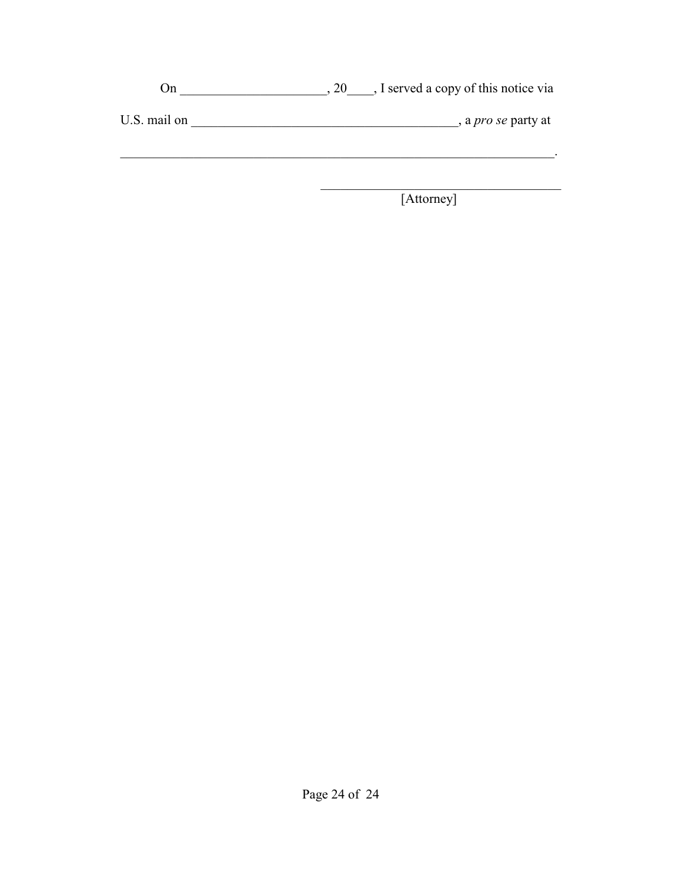On ______________________, 20____, I served a copy of this notice via U.S. mail on ________________________________________, a *pro se* party at ___________________________________________________________________.

______________________________________
[Attorney]